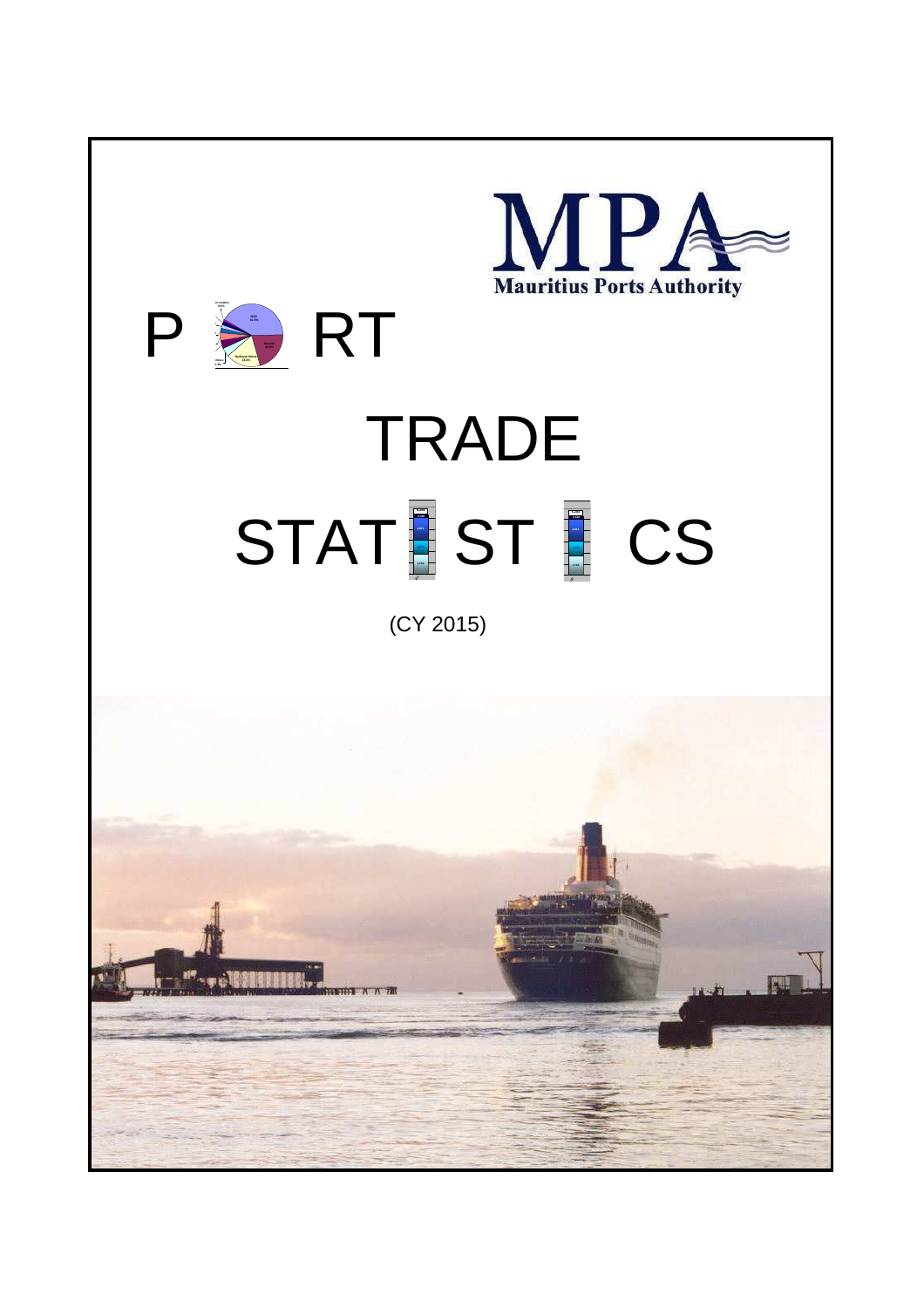Mauritius Ports Authority

# PORT TRADE STATISTICS

(CY 2015)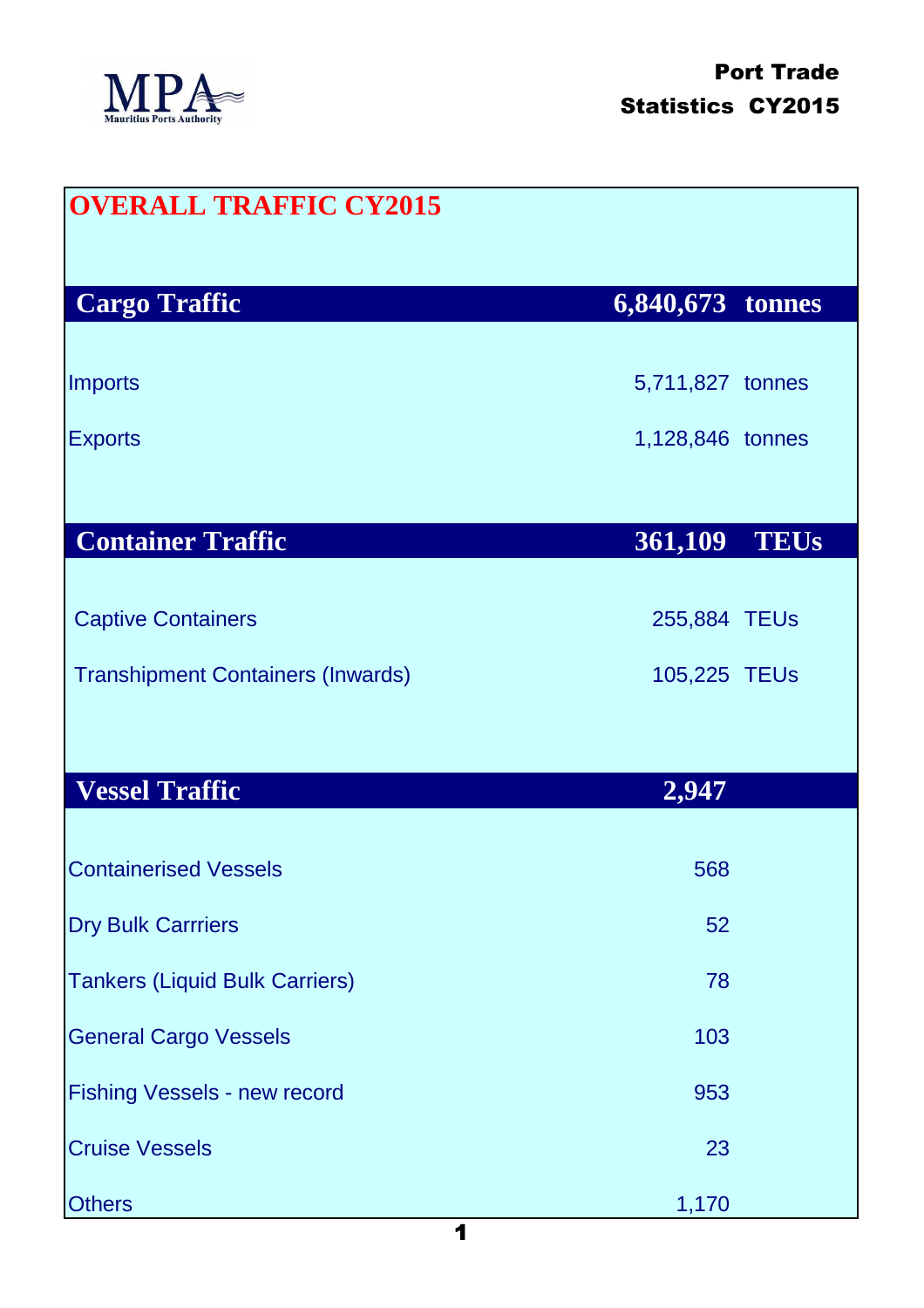Port Trade Statistics CY2015

# OVERALL TRAFFIC CY2015

| Cargo Traffic | 6,840,673 | tonnes |
|---|---|---|
| Imports | 5,711,827 | tonnes |
| Exports | 1,128,846 | tonnes |

| Container Traffic | 361,109 | TEUs |
|---|---|---|
| Captive Containers | 255,884 | TEUs |
| Transhipment Containers (Inwards) | 105,225 | TEUs |

| Vessel Traffic | 2,947 |
|---|---|
| Containerised Vessels | 568 |
| Dry Bulk Carrriers | 52 |
| Tankers (Liquid Bulk Carriers) | 78 |
| General Cargo Vessels | 103 |
| Fishing Vessels - new record | 953 |
| Cruise Vessels | 23 |
| Others | 1,170 |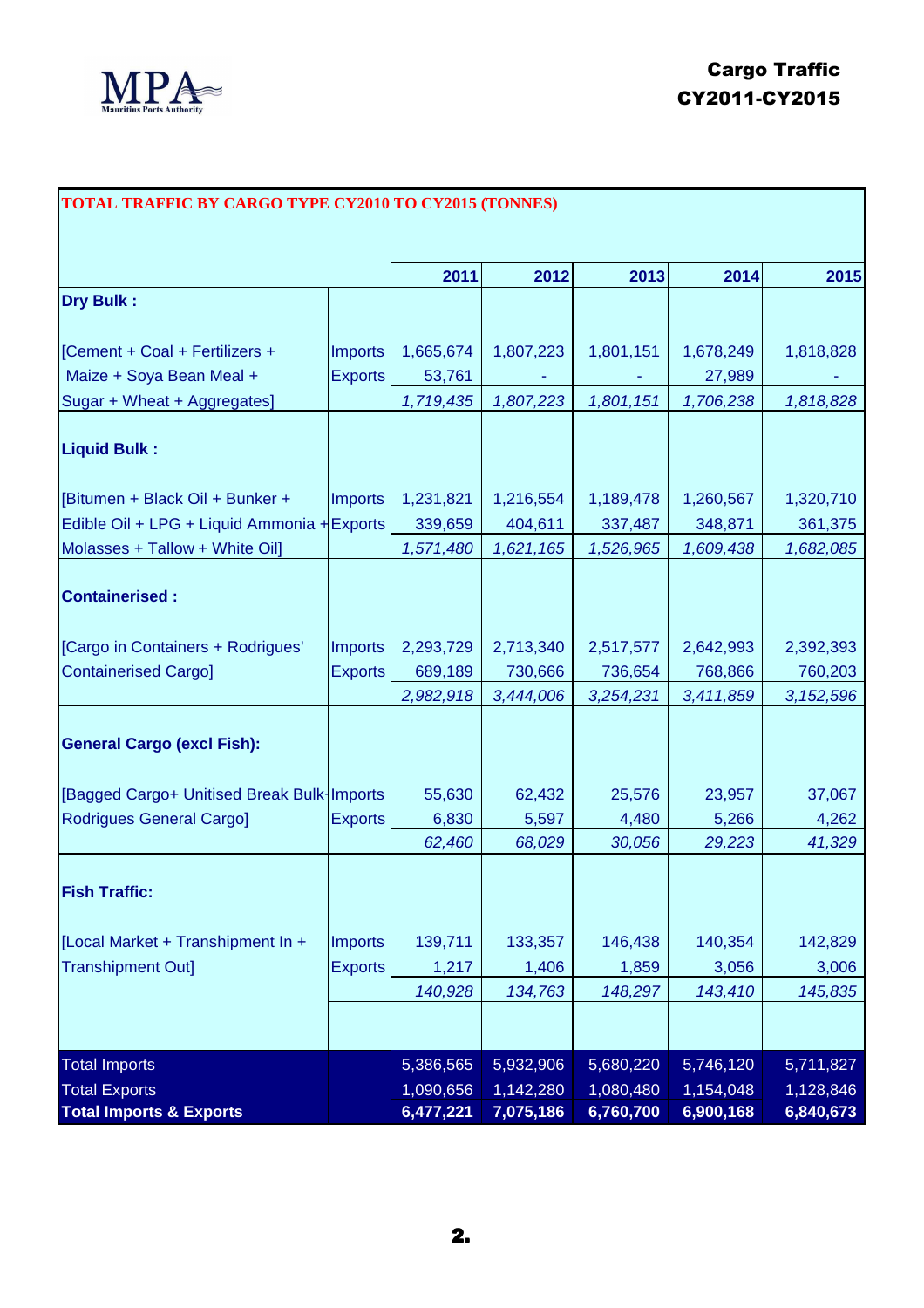# Cargo Traffic CY2011-CY2015

## TOTAL TRAFFIC BY CARGO TYPE CY2010 TO CY2015 (TONNES)

| | | 2011 | 2012 | 2013 | 2014 | 2015 |
|---|---|---|---|---|---|---|
| **Dry Bulk :** | | | | | | |
| [Cement + Coal + Fertilizers + | Imports | 1,665,674 | 1,807,223 | 1,801,151 | 1,678,249 | 1,818,828 |
| Maize + Soya Bean Meal + | Exports | 53,761 | - | - | 27,989 | - |
| Sugar + Wheat + Aggregates] | | *1,719,435* | *1,807,223* | *1,801,151* | *1,706,238* | *1,818,828* |
| **Liquid Bulk :** | | | | | | |
| [Bitumen + Black Oil + Bunker + | Imports | 1,231,821 | 1,216,554 | 1,189,478 | 1,260,567 | 1,320,710 |
| Edible Oil + LPG + Liquid Ammonia + | Exports | 339,659 | 404,611 | 337,487 | 348,871 | 361,375 |
| Molasses + Tallow + White Oil] | | *1,571,480* | *1,621,165* | *1,526,965* | *1,609,438* | *1,682,085* |
| **Containerised :** | | | | | | |
| [Cargo in Containers + Rodrigues' | Imports | 2,293,729 | 2,713,340 | 2,517,577 | 2,642,993 | 2,392,393 |
| Containerised Cargo] | Exports | 689,189 | 730,666 | 736,654 | 768,866 | 760,203 |
| | | *2,982,918* | *3,444,006* | *3,254,231* | *3,411,859* | *3,152,596* |
| **General Cargo (excl Fish):** | | | | | | |
| [Bagged Cargo+ Unitised Break Bulk+ | Imports | 55,630 | 62,432 | 25,576 | 23,957 | 37,067 |
| Rodrigues General Cargo] | Exports | 6,830 | 5,597 | 4,480 | 5,266 | 4,262 |
| | | *62,460* | *68,029* | *30,056* | *29,223* | *41,329* |
| **Fish Traffic:** | | | | | | |
| [Local Market + Transhipment In + | Imports | 139,711 | 133,357 | 146,438 | 140,354 | 142,829 |
| Transhipment Out] | Exports | 1,217 | 1,406 | 1,859 | 3,056 | 3,006 |
| | | *140,928* | *134,763* | *148,297* | *143,410* | *145,835* |
| Total Imports | | 5,386,565 | 5,932,906 | 5,680,220 | 5,746,120 | 5,711,827 |
| Total Exports | | 1,090,656 | 1,142,280 | 1,080,480 | 1,154,048 | 1,128,846 |
| **Total Imports & Exports** | | **6,477,221** | **7,075,186** | **6,760,700** | **6,900,168** | **6,840,673** |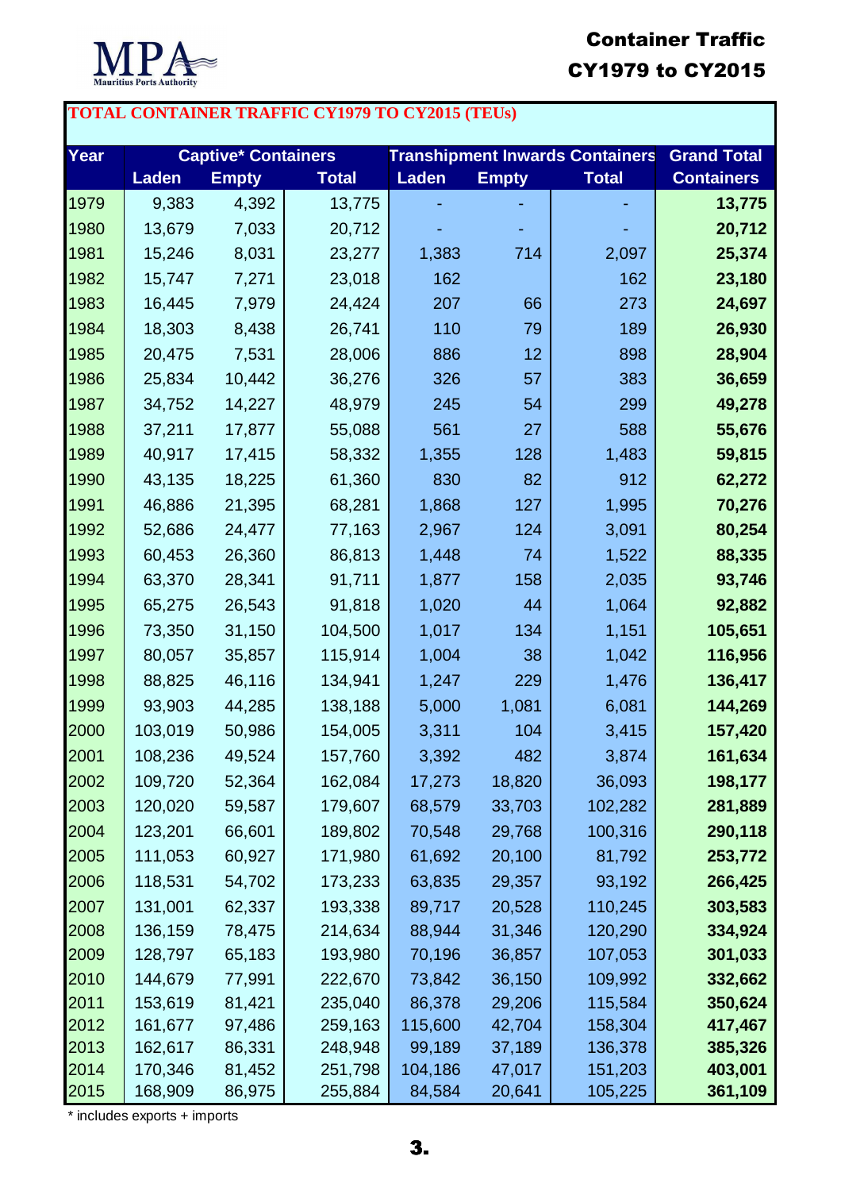MPA Mauritius Ports Authority

# Container Traffic CY1979 to CY2015

**TOTAL CONTAINER TRAFFIC CY1979 TO CY2015 (TEUs)**

| Year | Captive* Containers | | | Transhipment Inwards Containers | | | Grand Total Containers |
|---|---|---|---|---|---|---|---|
| | Laden | Empty | Total | Laden | Empty | Total | |
| 1979 | 9,383 | 4,392 | 13,775 | - | - | - | 13,775 |
| 1980 | 13,679 | 7,033 | 20,712 | - | - | - | 20,712 |
| 1981 | 15,246 | 8,031 | 23,277 | 1,383 | 714 | 2,097 | 25,374 |
| 1982 | 15,747 | 7,271 | 23,018 | 162 | | 162 | 23,180 |
| 1983 | 16,445 | 7,979 | 24,424 | 207 | 66 | 273 | 24,697 |
| 1984 | 18,303 | 8,438 | 26,741 | 110 | 79 | 189 | 26,930 |
| 1985 | 20,475 | 7,531 | 28,006 | 886 | 12 | 898 | 28,904 |
| 1986 | 25,834 | 10,442 | 36,276 | 326 | 57 | 383 | 36,659 |
| 1987 | 34,752 | 14,227 | 48,979 | 245 | 54 | 299 | 49,278 |
| 1988 | 37,211 | 17,877 | 55,088 | 561 | 27 | 588 | 55,676 |
| 1989 | 40,917 | 17,415 | 58,332 | 1,355 | 128 | 1,483 | 59,815 |
| 1990 | 43,135 | 18,225 | 61,360 | 830 | 82 | 912 | 62,272 |
| 1991 | 46,886 | 21,395 | 68,281 | 1,868 | 127 | 1,995 | 70,276 |
| 1992 | 52,686 | 24,477 | 77,163 | 2,967 | 124 | 3,091 | 80,254 |
| 1993 | 60,453 | 26,360 | 86,813 | 1,448 | 74 | 1,522 | 88,335 |
| 1994 | 63,370 | 28,341 | 91,711 | 1,877 | 158 | 2,035 | 93,746 |
| 1995 | 65,275 | 26,543 | 91,818 | 1,020 | 44 | 1,064 | 92,882 |
| 1996 | 73,350 | 31,150 | 104,500 | 1,017 | 134 | 1,151 | 105,651 |
| 1997 | 80,057 | 35,857 | 115,914 | 1,004 | 38 | 1,042 | 116,956 |
| 1998 | 88,825 | 46,116 | 134,941 | 1,247 | 229 | 1,476 | 136,417 |
| 1999 | 93,903 | 44,285 | 138,188 | 5,000 | 1,081 | 6,081 | 144,269 |
| 2000 | 103,019 | 50,986 | 154,005 | 3,311 | 104 | 3,415 | 157,420 |
| 2001 | 108,236 | 49,524 | 157,760 | 3,392 | 482 | 3,874 | 161,634 |
| 2002 | 109,720 | 52,364 | 162,084 | 17,273 | 18,820 | 36,093 | 198,177 |
| 2003 | 120,020 | 59,587 | 179,607 | 68,579 | 33,703 | 102,282 | 281,889 |
| 2004 | 123,201 | 66,601 | 189,802 | 70,548 | 29,768 | 100,316 | 290,118 |
| 2005 | 111,053 | 60,927 | 171,980 | 61,692 | 20,100 | 81,792 | 253,772 |
| 2006 | 118,531 | 54,702 | 173,233 | 63,835 | 29,357 | 93,192 | 266,425 |
| 2007 | 131,001 | 62,337 | 193,338 | 89,717 | 20,528 | 110,245 | 303,583 |
| 2008 | 136,159 | 78,475 | 214,634 | 88,944 | 31,346 | 120,290 | 334,924 |
| 2009 | 128,797 | 65,183 | 193,980 | 70,196 | 36,857 | 107,053 | 301,033 |
| 2010 | 144,679 | 77,991 | 222,670 | 73,842 | 36,150 | 109,992 | 332,662 |
| 2011 | 153,619 | 81,421 | 235,040 | 86,378 | 29,206 | 115,584 | 350,624 |
| 2012 | 161,677 | 97,486 | 259,163 | 115,600 | 42,704 | 158,304 | 417,467 |
| 2013 | 162,617 | 86,331 | 248,948 | 99,189 | 37,189 | 136,378 | 385,326 |
| 2014 | 170,346 | 81,452 | 251,798 | 104,186 | 47,017 | 151,203 | 403,001 |
| 2015 | 168,909 | 86,975 | 255,884 | 84,584 | 20,641 | 105,225 | 361,109 |

\* includes exports + imports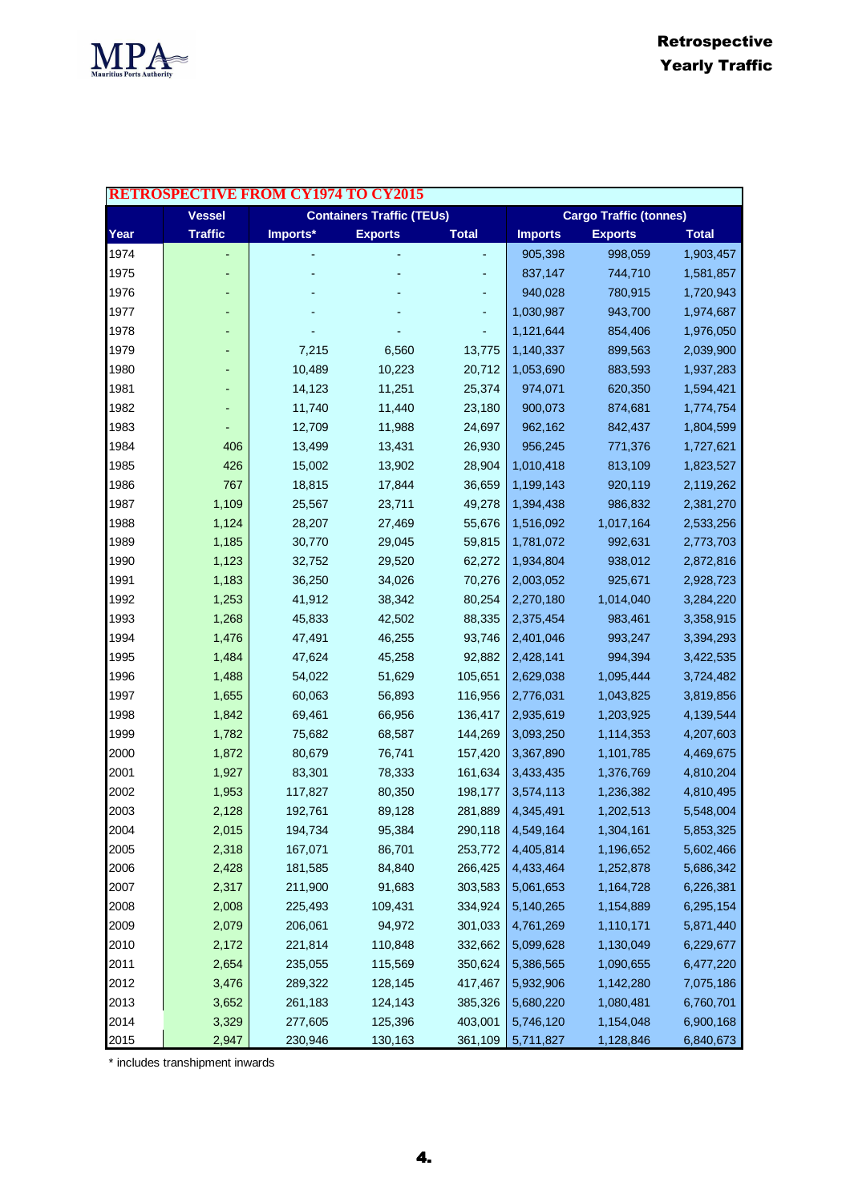# Retrospective Yearly Traffic

| RETROSPECTIVE FROM CY1974 TO CY2015 | | | | | | | |
|---|---|---|---|---|---|---|---|
| | Vessel | Containers Traffic (TEUs) | | | Cargo Traffic (tonnes) | | |
| Year | Traffic | Imports* | Exports | Total | Imports | Exports | Total |
| 1974 | - | - | - | - | 905,398 | 998,059 | 1,903,457 |
| 1975 | - | - | - | - | 837,147 | 744,710 | 1,581,857 |
| 1976 | - | - | - | - | 940,028 | 780,915 | 1,720,943 |
| 1977 | - | - | - | - | 1,030,987 | 943,700 | 1,974,687 |
| 1978 | - | - | - | - | 1,121,644 | 854,406 | 1,976,050 |
| 1979 | - | 7,215 | 6,560 | 13,775 | 1,140,337 | 899,563 | 2,039,900 |
| 1980 | - | 10,489 | 10,223 | 20,712 | 1,053,690 | 883,593 | 1,937,283 |
| 1981 | - | 14,123 | 11,251 | 25,374 | 974,071 | 620,350 | 1,594,421 |
| 1982 | - | 11,740 | 11,440 | 23,180 | 900,073 | 874,681 | 1,774,754 |
| 1983 | - | 12,709 | 11,988 | 24,697 | 962,162 | 842,437 | 1,804,599 |
| 1984 | 406 | 13,499 | 13,431 | 26,930 | 956,245 | 771,376 | 1,727,621 |
| 1985 | 426 | 15,002 | 13,902 | 28,904 | 1,010,418 | 813,109 | 1,823,527 |
| 1986 | 767 | 18,815 | 17,844 | 36,659 | 1,199,143 | 920,119 | 2,119,262 |
| 1987 | 1,109 | 25,567 | 23,711 | 49,278 | 1,394,438 | 986,832 | 2,381,270 |
| 1988 | 1,124 | 28,207 | 27,469 | 55,676 | 1,516,092 | 1,017,164 | 2,533,256 |
| 1989 | 1,185 | 30,770 | 29,045 | 59,815 | 1,781,072 | 992,631 | 2,773,703 |
| 1990 | 1,123 | 32,752 | 29,520 | 62,272 | 1,934,804 | 938,012 | 2,872,816 |
| 1991 | 1,183 | 36,250 | 34,026 | 70,276 | 2,003,052 | 925,671 | 2,928,723 |
| 1992 | 1,253 | 41,912 | 38,342 | 80,254 | 2,270,180 | 1,014,040 | 3,284,220 |
| 1993 | 1,268 | 45,833 | 42,502 | 88,335 | 2,375,454 | 983,461 | 3,358,915 |
| 1994 | 1,476 | 47,491 | 46,255 | 93,746 | 2,401,046 | 993,247 | 3,394,293 |
| 1995 | 1,484 | 47,624 | 45,258 | 92,882 | 2,428,141 | 994,394 | 3,422,535 |
| 1996 | 1,488 | 54,022 | 51,629 | 105,651 | 2,629,038 | 1,095,444 | 3,724,482 |
| 1997 | 1,655 | 60,063 | 56,893 | 116,956 | 2,776,031 | 1,043,825 | 3,819,856 |
| 1998 | 1,842 | 69,461 | 66,956 | 136,417 | 2,935,619 | 1,203,925 | 4,139,544 |
| 1999 | 1,782 | 75,682 | 68,587 | 144,269 | 3,093,250 | 1,114,353 | 4,207,603 |
| 2000 | 1,872 | 80,679 | 76,741 | 157,420 | 3,367,890 | 1,101,785 | 4,469,675 |
| 2001 | 1,927 | 83,301 | 78,333 | 161,634 | 3,433,435 | 1,376,769 | 4,810,204 |
| 2002 | 1,953 | 117,827 | 80,350 | 198,177 | 3,574,113 | 1,236,382 | 4,810,495 |
| 2003 | 2,128 | 192,761 | 89,128 | 281,889 | 4,345,491 | 1,202,513 | 5,548,004 |
| 2004 | 2,015 | 194,734 | 95,384 | 290,118 | 4,549,164 | 1,304,161 | 5,853,325 |
| 2005 | 2,318 | 167,071 | 86,701 | 253,772 | 4,405,814 | 1,196,652 | 5,602,466 |
| 2006 | 2,428 | 181,585 | 84,840 | 266,425 | 4,433,464 | 1,252,878 | 5,686,342 |
| 2007 | 2,317 | 211,900 | 91,683 | 303,583 | 5,061,653 | 1,164,728 | 6,226,381 |
| 2008 | 2,008 | 225,493 | 109,431 | 334,924 | 5,140,265 | 1,154,889 | 6,295,154 |
| 2009 | 2,079 | 206,061 | 94,972 | 301,033 | 4,761,269 | 1,110,171 | 5,871,440 |
| 2010 | 2,172 | 221,814 | 110,848 | 332,662 | 5,099,628 | 1,130,049 | 6,229,677 |
| 2011 | 2,654 | 235,055 | 115,569 | 350,624 | 5,386,565 | 1,090,655 | 6,477,220 |
| 2012 | 3,476 | 289,322 | 128,145 | 417,467 | 5,932,906 | 1,142,280 | 7,075,186 |
| 2013 | 3,652 | 261,183 | 124,143 | 385,326 | 5,680,220 | 1,080,481 | 6,760,701 |
| 2014 | 3,329 | 277,605 | 125,396 | 403,001 | 5,746,120 | 1,154,048 | 6,900,168 |
| 2015 | 2,947 | 230,946 | 130,163 | 361,109 | 5,711,827 | 1,128,846 | 6,840,673 |

* includes transhipment inwards